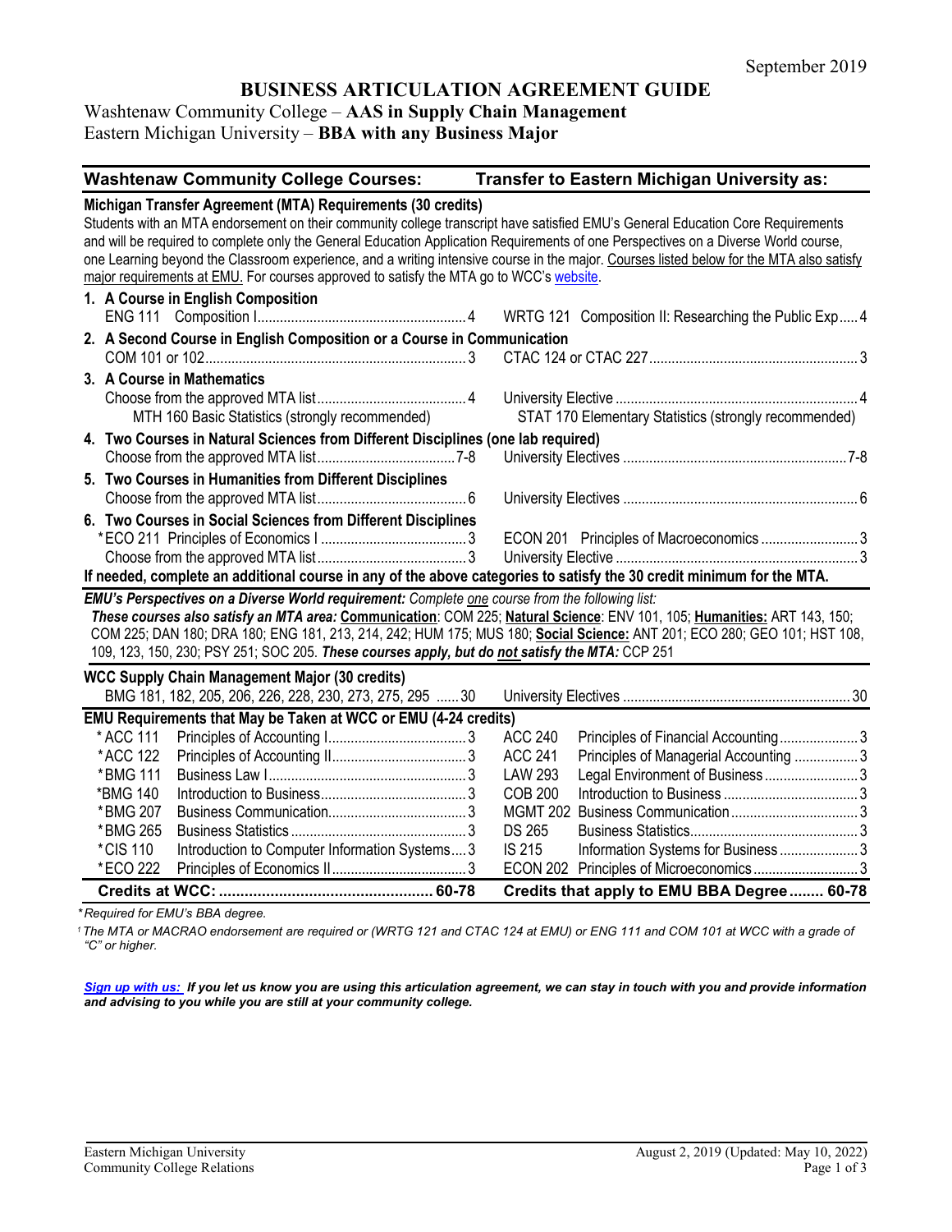September 2019

# BUSINESS ARTICULATION AGREEMENT GUIDE

Washtenaw Community College – **AAS in Supply Chain Management**
Eastern Michigan University – **BBA with any Business Major**

| Washtenaw Community College Courses: | | Transfer to Eastern Michigan University as: | |
|---|---|---|---|
| **Michigan Transfer Agreement (MTA) Requirements (30 credits)** | | | |

Students with an MTA endorsement on their community college transcript have satisfied EMU's General Education Core Requirements and will be required to complete only the General Education Application Requirements of one Perspectives on a Diverse World course, one Learning beyond the Classroom experience, and a writing intensive course in the major. Courses listed below for the MTA also satisfy major requirements at EMU. For courses approved to satisfy the MTA go to WCC's website.

| WCC Course | Credits | EMU Course | Credits |
|---|---|---|---|
| **1. A Course in English Composition** | | | |
| ENG 111 Composition I | 4 | WRTG 121 Composition II: Researching the Public Exp | 4 |
| **2. A Second Course in English Composition or a Course in Communication** | | | |
| COM 101 or 102 | 3 | CTAC 124 or CTAC 227 | 3 |
| **3. A Course in Mathematics** | | | |
| Choose from the approved MTA list | 4 | University Elective | 4 |
| MTH 160 Basic Statistics (strongly recommended) | | STAT 170 Elementary Statistics (strongly recommended) | |
| **4. Two Courses in Natural Sciences from Different Disciplines (one lab required)** | | | |
| Choose from the approved MTA list | 7-8 | University Electives | 7-8 |
| **5. Two Courses in Humanities from Different Disciplines** | | | |
| Choose from the approved MTA list | 6 | University Electives | 6 |
| **6. Two Courses in Social Sciences from Different Disciplines** | | | |
| *ECO 211 Principles of Economics I | 3 | ECON 201 Principles of Macroeconomics | 3 |
| Choose from the approved MTA list | 3 | University Elective | 3 |

**If needed, complete an additional course in any of the above categories to satisfy the 30 credit minimum for the MTA.**

***EMU's Perspectives on a Diverse World requirement:*** *Complete one course from the following list:*
***These courses also satisfy an MTA area:*** **Communication**: COM 225; **Natural Science**: ENV 101, 105; **Humanities:** ART 143, 150; COM 225; DAN 180; DRA 180; ENG 181, 213, 214, 242; HUM 175; MUS 180; **Social Science:** ANT 201; ECO 280; GEO 101; HST 108, 109, 123, 150, 230; PSY 251; SOC 205. ***These courses apply, but do not satisfy the MTA:*** CCP 251

| WCC Course | Credits | EMU Course | Credits |
|---|---|---|---|
| **WCC Supply Chain Management Major (30 credits)** | | | |
| BMG 181, 182, 205, 206, 226, 228, 230, 273, 275, 295 | 30 | University Electives | 30 |
| **EMU Requirements that May be Taken at WCC or EMU (4-24 credits)** | | | |
| *ACC 111 Principles of Accounting I | 3 | ACC 240 Principles of Financial Accounting | 3 |
| *ACC 122 Principles of Accounting II | 3 | ACC 241 Principles of Managerial Accounting | 3 |
| *BMG 111 Business Law I | 3 | LAW 293 Legal Environment of Business | 3 |
| *BMG 140 Introduction to Business | 3 | COB 200 Introduction to Business | 3 |
| *BMG 207 Business Communication | 3 | MGMT 202 Business Communication | 3 |
| *BMG 265 Business Statistics | 3 | DS 265 Business Statistics | 3 |
| *CIS 110 Introduction to Computer Information Systems | 3 | IS 215 Information Systems for Business | 3 |
| *ECO 222 Principles of Economics II | 3 | ECON 202 Principles of Microeconomics | 3 |
| **Credits at WCC:** | **60-78** | **Credits that apply to EMU BBA Degree** | **60-78** |

*\*Required for EMU's BBA degree.*

*[1] The MTA or MACRAO endorsement are required or (WRTG 121 and CTAC 124 at EMU) or ENG 111 and COM 101 at WCC with a grade of "C" or higher.*

***Sign up with us:** If you let us know you are using this articulation agreement, we can stay in touch with you and provide information and advising to you while you are still at your community college.*

Eastern Michigan University
Community College Relations

August 2, 2019 (Updated: May 10, 2022)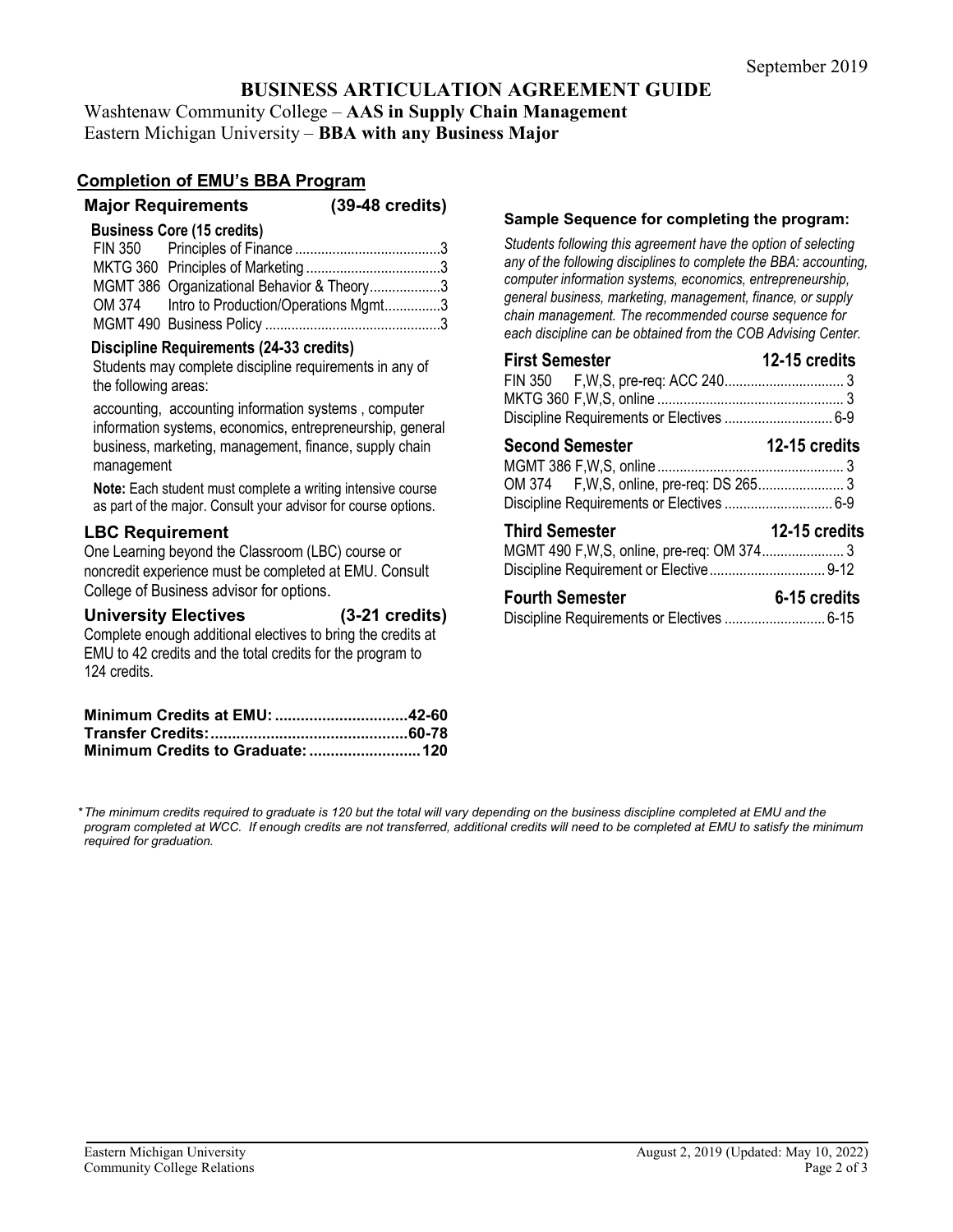September 2019

# BUSINESS ARTICULATION AGREEMENT GUIDE

Washtenaw Community College – **AAS in Supply Chain Management**
Eastern Michigan University – **BBA with any Business Major**

## Completion of EMU's BBA Program

### Major Requirements (39-48 credits)

**Business Core (15 credits)**

| | | |
|---|---|---|
| FIN 350 | Principles of Finance | 3 |
| MKTG 360 | Principles of Marketing | 3 |
| MGMT 386 | Organizational Behavior & Theory | 3 |
| OM 374 | Intro to Production/Operations Mgmt | 3 |
| MGMT 490 | Business Policy | 3 |

**Discipline Requirements (24-33 credits)**

Students may complete discipline requirements in any of the following areas:

accounting, accounting information systems , computer information systems, economics, entrepreneurship, general business, marketing, management, finance, supply chain management

**Note:** Each student must complete a writing intensive course as part of the major. Consult your advisor for course options.

### LBC Requirement

One Learning beyond the Classroom (LBC) course or noncredit experience must be completed at EMU. Consult College of Business advisor for options.

### University Electives (3-21 credits)

Complete enough additional electives to bring the credits at EMU to 42 credits and the total credits for the program to 124 credits.

**Minimum Credits at EMU: ..............................42-60**
**Transfer Credits: ............................................60-78**
**Minimum Credits to Graduate: ..........................120**

### Sample Sequence for completing the program:

*Students following this agreement have the option of selecting any of the following disciplines to complete the BBA: accounting, computer information systems, economics, entrepreneurship, general business, marketing, management, finance, or supply chain management. The recommended course sequence for each discipline can be obtained from the COB Advising Center.*

**First Semester 12-15 credits**

| | |
|---|---|
| FIN 350 F,W,S, pre-req: ACC 240 | 3 |
| MKTG 360 F,W,S, online | 3 |
| Discipline Requirements or Electives | 6-9 |

**Second Semester 12-15 credits**

| | |
|---|---|
| MGMT 386 F,W,S, online | 3 |
| OM 374 F,W,S, online, pre-req: DS 265 | 3 |
| Discipline Requirements or Electives | 6-9 |

**Third Semester 12-15 credits**

| | |
|---|---|
| MGMT 490 F,W,S, online, pre-req: OM 374 | 3 |
| Discipline Requirement or Elective | 9-12 |

**Fourth Semester 6-15 credits**

| | |
|---|---|
| Discipline Requirements or Electives | 6-15 |

*\*The minimum credits required to graduate is 120 but the total will vary depending on the business discipline completed at EMU and the program completed at WCC. If enough credits are not transferred, additional credits will need to be completed at EMU to satisfy the minimum required for graduation.*

Eastern Michigan University
Community College Relations

August 2, 2019 (Updated: May 10, 2022)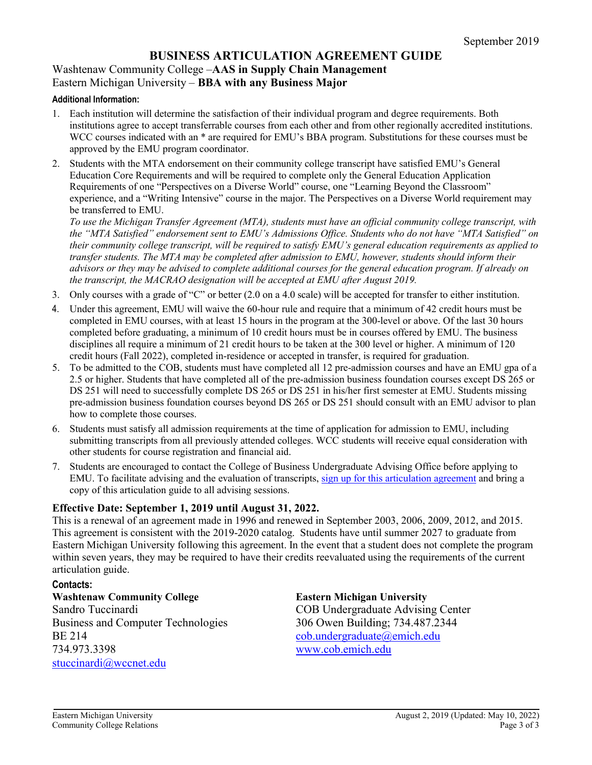September 2019

# BUSINESS ARTICULATION AGREEMENT GUIDE

Washtenaw Community College –**AAS in Supply Chain Management**
Eastern Michigan University – **BBA with any Business Major**

**Additional Information:**

1. Each institution will determine the satisfaction of their individual program and degree requirements. Both institutions agree to accept transferrable courses from each other and from other regionally accredited institutions. WCC courses indicated with an * are required for EMU's BBA program. Substitutions for these courses must be approved by the EMU program coordinator.
2. Students with the MTA endorsement on their community college transcript have satisfied EMU's General Education Core Requirements and will be required to complete only the General Education Application Requirements of one "Perspectives on a Diverse World" course, one "Learning Beyond the Classroom" experience, and a "Writing Intensive" course in the major. The Perspectives on a Diverse World requirement may be transferred to EMU.
   *To use the Michigan Transfer Agreement (MTA), students must have an official community college transcript, with the "MTA Satisfied" endorsement sent to EMU's Admissions Office. Students who do not have "MTA Satisfied" on their community college transcript, will be required to satisfy EMU's general education requirements as applied to transfer students. The MTA may be completed after admission to EMU, however, students should inform their advisors or they may be advised to complete additional courses for the general education program. If already on the transcript, the MACRAO designation will be accepted at EMU after August 2019.*
3. Only courses with a grade of "C" or better (2.0 on a 4.0 scale) will be accepted for transfer to either institution.
4. Under this agreement, EMU will waive the 60-hour rule and require that a minimum of 42 credit hours must be completed in EMU courses, with at least 15 hours in the program at the 300-level or above. Of the last 30 hours completed before graduating, a minimum of 10 credit hours must be in courses offered by EMU. The business disciplines all require a minimum of 21 credit hours to be taken at the 300 level or higher. A minimum of 120 credit hours (Fall 2022), completed in-residence or accepted in transfer, is required for graduation.
5. To be admitted to the COB, students must have completed all 12 pre-admission courses and have an EMU gpa of a 2.5 or higher. Students that have completed all of the pre-admission business foundation courses except DS 265 or DS 251 will need to successfully complete DS 265 or DS 251 in his/her first semester at EMU. Students missing pre-admission business foundation courses beyond DS 265 or DS 251 should consult with an EMU advisor to plan how to complete those courses.
6. Students must satisfy all admission requirements at the time of application for admission to EMU, including submitting transcripts from all previously attended colleges. WCC students will receive equal consideration with other students for course registration and financial aid.
7. Students are encouraged to contact the College of Business Undergraduate Advising Office before applying to EMU. To facilitate advising and the evaluation of transcripts, sign up for this articulation agreement and bring a copy of this articulation guide to all advising sessions.

**Effective Date: September 1, 2019 until August 31, 2022.**

This is a renewal of an agreement made in 1996 and renewed in September 2003, 2006, 2009, 2012, and 2015. This agreement is consistent with the 2019-2020 catalog. Students have until summer 2027 to graduate from Eastern Michigan University following this agreement. In the event that a student does not complete the program within seven years, they may be required to have their credits reevaluated using the requirements of the current articulation guide.

**Contacts:**

**Washtenaw Community College**
Sandro Tuccinardi
Business and Computer Technologies
BE 214
734.973.3398
stuccinardi@wccnet.edu

**Eastern Michigan University**
COB Undergraduate Advising Center
306 Owen Building; 734.487.2344
cob.undergraduate@emich.edu
www.cob.emich.edu

Eastern Michigan University
Community College Relations

August 2, 2019 (Updated: May 10, 2022)